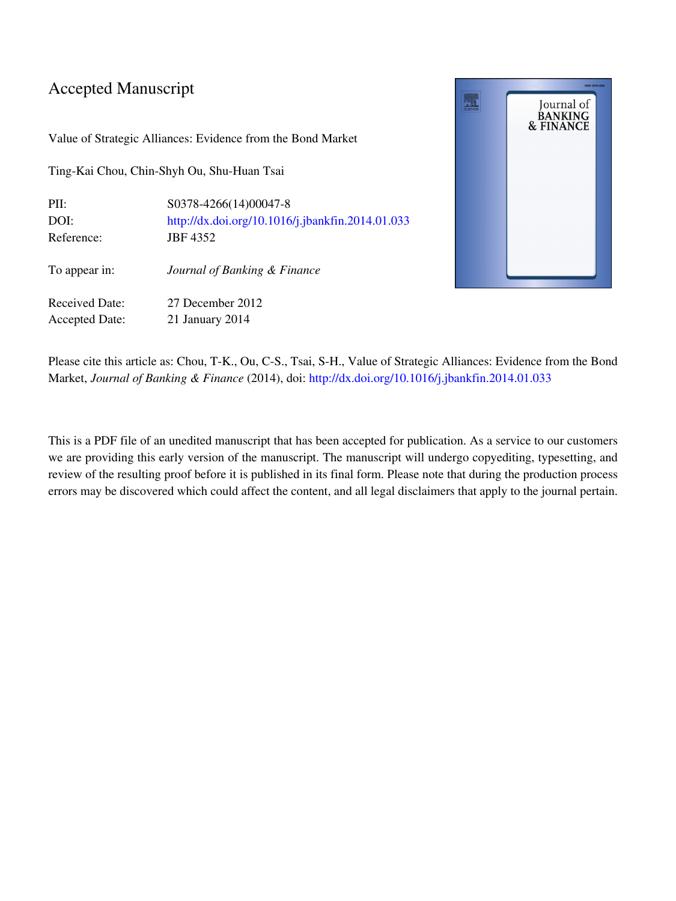# Accepted Manuscript

Value of Strategic Alliances: Evidence from the Bond Market

Ting-Kai Chou, Chin-Shyh Ou, Shu-Huan Tsai

| | |
|---|---|
| PII: | S0378-4266(14)00047-8 |
| DOI: | http://dx.doi.org/10.1016/j.jbankfin.2014.01.033 |
| Reference: | JBF 4352 |
| To appear in: | *Journal of Banking & Finance* |
| Received Date: | 27 December 2012 |
| Accepted Date: | 21 January 2014 |

Please cite this article as: Chou, T-K., Ou, C-S., Tsai, S-H., Value of Strategic Alliances: Evidence from the Bond Market, *Journal of Banking & Finance* (2014), doi: http://dx.doi.org/10.1016/j.jbankfin.2014.01.033

This is a PDF file of an unedited manuscript that has been accepted for publication. As a service to our customers we are providing this early version of the manuscript. The manuscript will undergo copyediting, typesetting, and review of the resulting proof before it is published in its final form. Please note that during the production process errors may be discovered which could affect the content, and all legal disclaimers that apply to the journal pertain.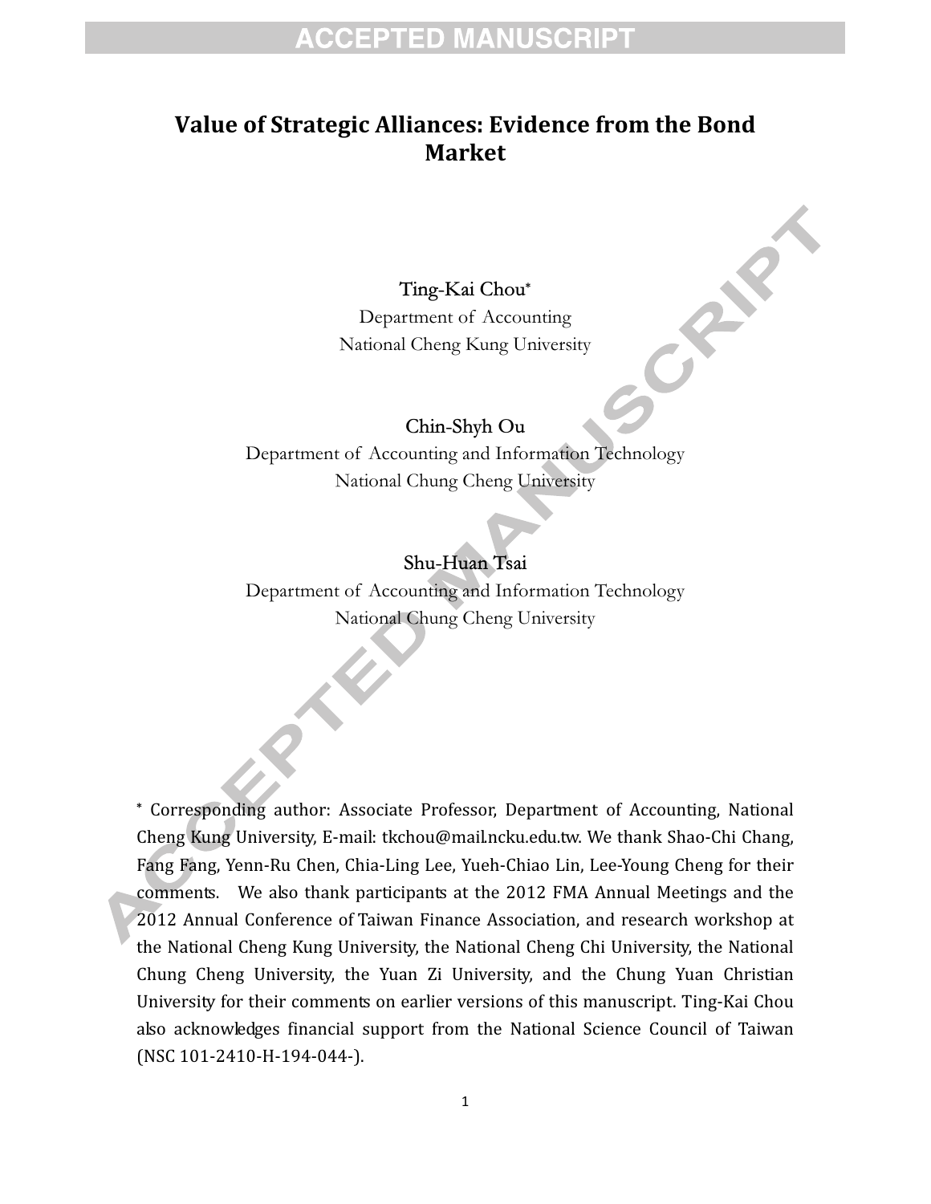# Value of Strategic Alliances: Evidence from the Bond Market

Ting-Kai Chou*
Department of Accounting
National Cheng Kung University

Chin-Shyh Ou
Department of Accounting and Information Technology
National Chung Cheng University

Shu-Huan Tsai
Department of Accounting and Information Technology
National Chung Cheng University

* Corresponding author: Associate Professor, Department of Accounting, National Cheng Kung University, E-mail: tkchou@mail.ncku.edu.tw. We thank Shao-Chi Chang, Fang Fang, Yenn-Ru Chen, Chia-Ling Lee, Yueh-Chiao Lin, Lee-Young Cheng for their comments. We also thank participants at the 2012 FMA Annual Meetings and the 2012 Annual Conference of Taiwan Finance Association, and research workshop at the National Cheng Kung University, the National Cheng Chi University, the National Chung Cheng University, the Yuan Zi University, and the Chung Yuan Christian University for their comments on earlier versions of this manuscript. Ting-Kai Chou also acknowledges financial support from the National Science Council of Taiwan (NSC 101-2410-H-194-044-).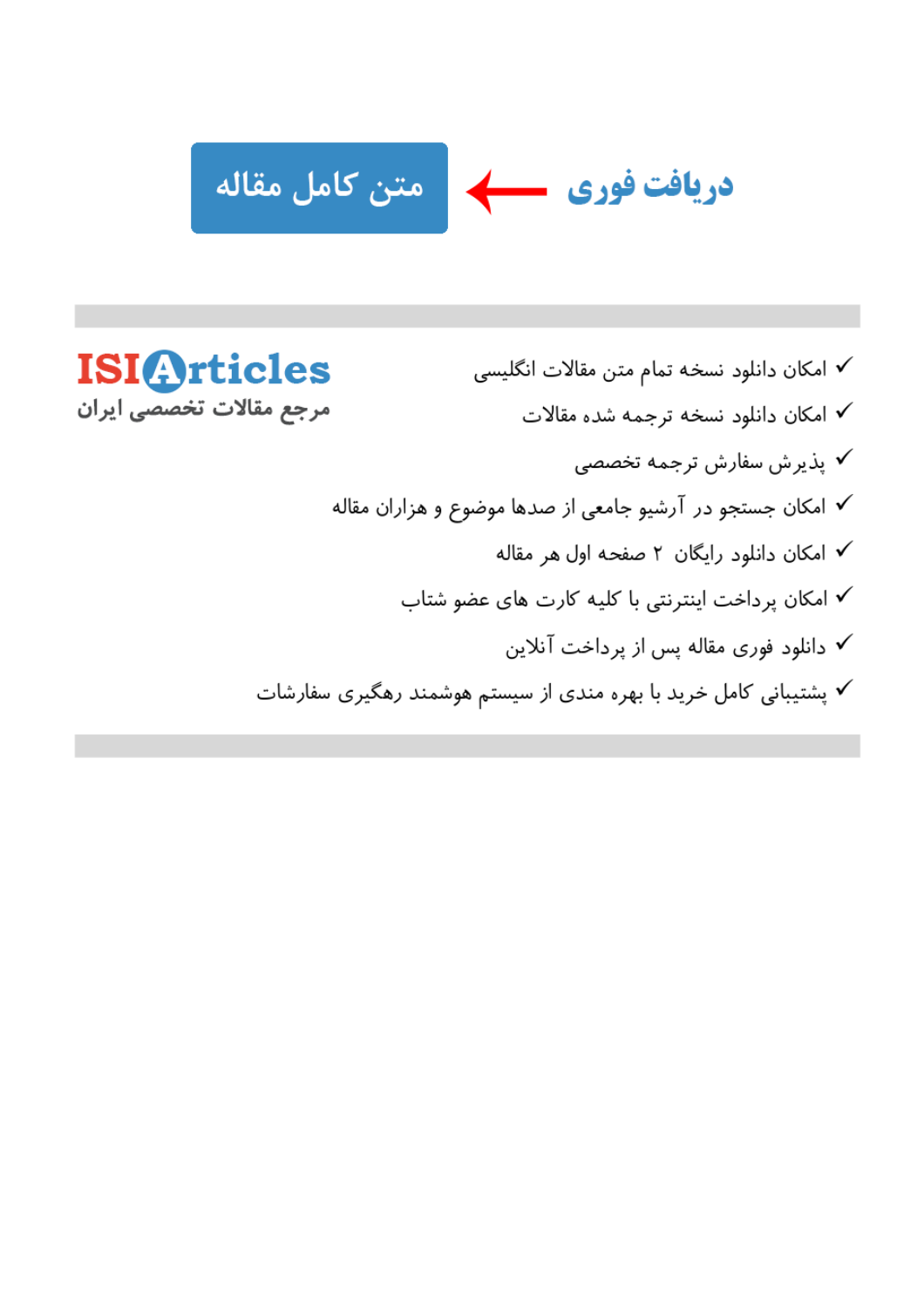دریافت فوری ← متن کامل مقاله

**ISIArticles**

مرجع مقالات تخصصی ایران

- ✓ امکان دانلود نسخه تمام متن مقالات انگلیسی
- ✓ امکان دانلود نسخه ترجمه شده مقالات
- ✓ پذیرش سفارش ترجمه تخصصی
- ✓ امکان جستجو در آرشیو جامعی از صدها موضوع و هزاران مقاله
- ✓ امکان دانلود رایگان ۲ صفحه اول هر مقاله
- ✓ امکان پرداخت اینترنتی با کلیه کارت های عضو شتاب
- ✓ دانلود فوری مقاله پس از پرداخت آنلاین
- ✓ پشتیبانی کامل خرید با بهره مندی از سیستم هوشمند رهگیری سفارشات